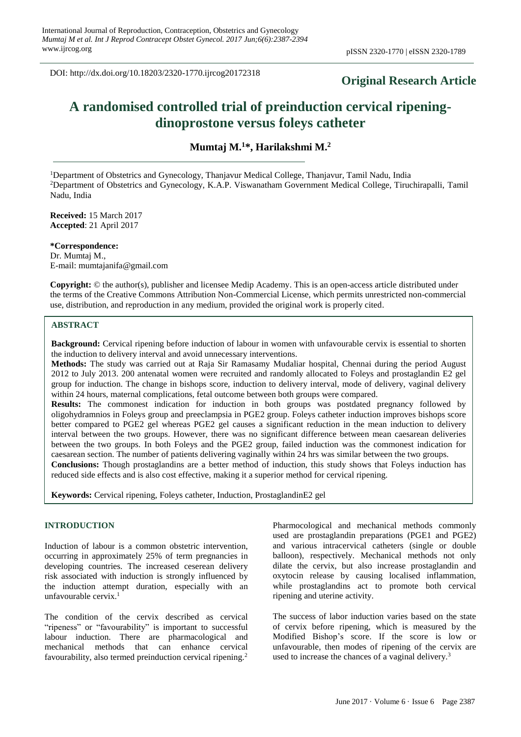DOI: http://dx.doi.org/10.18203/2320-1770.ijrcog20172318

**Original Research Article**

# A randomised controlled trial of preinduction cervical ripening-dinoprostone versus foleys catheter

**Mumtaj M.[1]*, Harilakshmi M.[2]**

[1]Department of Obstetrics and Gynecology, Thanjavur Medical College, Thanjavur, Tamil Nadu, India
[2]Department of Obstetrics and Gynecology, K.A.P. Viswanatham Government Medical College, Tiruchirapalli, Tamil Nadu, India

**Received:** 15 March 2017
**Accepted**: 21 April 2017

**\*Correspondence:**
Dr. Mumtaj M.,
E-mail: mumtajanifa@gmail.com

**Copyright:** © the author(s), publisher and licensee Medip Academy. This is an open-access article distributed under the terms of the Creative Commons Attribution Non-Commercial License, which permits unrestricted non-commercial use, distribution, and reproduction in any medium, provided the original work is properly cited.

## ABSTRACT

**Background:** Cervical ripening before induction of labour in women with unfavourable cervix is essential to shorten the induction to delivery interval and avoid unnecessary interventions.

**Methods:** The study was carried out at Raja Sir Ramasamy Mudaliar hospital, Chennai during the period August 2012 to July 2013. 200 antenatal women were recruited and randomly allocated to Foleys and prostaglandin E2 gel group for induction. The change in bishops score, induction to delivery interval, mode of delivery, vaginal delivery within 24 hours, maternal complications, fetal outcome between both groups were compared.

**Results:** The commonest indication for induction in both groups was postdated pregnancy followed by oligohydramnios in Foleys group and preeclampsia in PGE2 group. Foleys catheter induction improves bishops score better compared to PGE2 gel whereas PGE2 gel causes a significant reduction in the mean induction to delivery interval between the two groups. However, there was no significant difference between mean caesarean deliveries between the two groups. In both Foleys and the PGE2 group, failed induction was the commonest indication for caesarean section. The number of patients delivering vaginally within 24 hrs was similar between the two groups.

**Conclusions:** Though prostaglandins are a better method of induction, this study shows that Foleys induction has reduced side effects and is also cost effective, making it a superior method for cervical ripening.

**Keywords:** Cervical ripening, Foleys catheter, Induction, ProstaglandinE2 gel

## INTRODUCTION

Induction of labour is a common obstetric intervention, occurring in approximately 25% of term pregnancies in developing countries. The increased ceserean delivery risk associated with induction is strongly influenced by the induction attempt duration, especially with an unfavourable cervix.[1]

The condition of the cervix described as cervical "ripeness" or "favourability" is important to successful labour induction. There are pharmacological and mechanical methods that can enhance cervical favourability, also termed preinduction cervical ripening.[2] Pharmocological and mechanical methods commonly used are prostaglandin preparations (PGE1 and PGE2) and various intracervical catheters (single or double balloon), respectively. Mechanical methods not only dilate the cervix, but also increase prostaglandin and oxytocin release by causing localised inflammation, while prostaglandins act to promote both cervical ripening and uterine activity.

The success of labor induction varies based on the state of cervix before ripening, which is measured by the Modified Bishop's score. If the score is low or unfavourable, then modes of ripening of the cervix are used to increase the chances of a vaginal delivery.[3]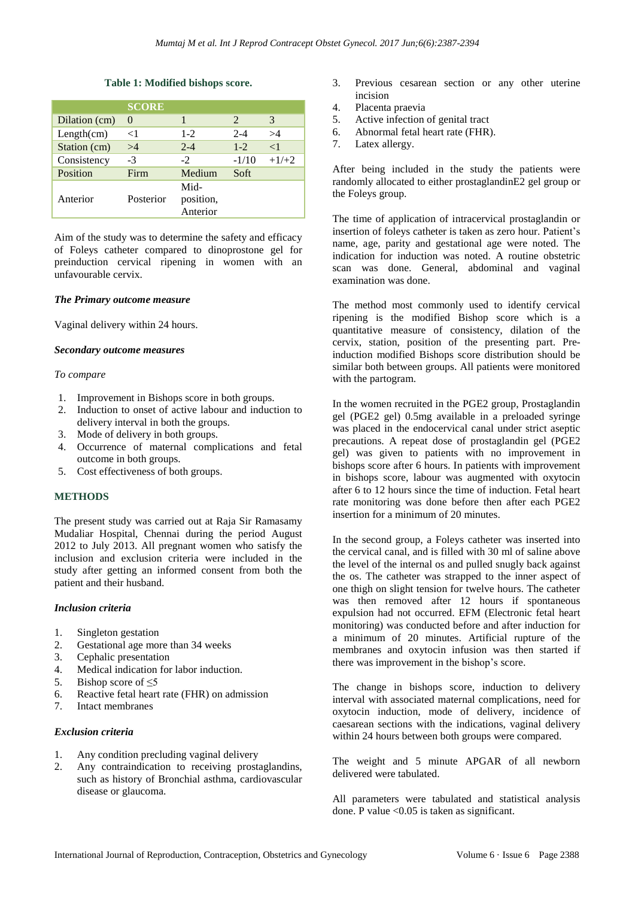**Table 1: Modified bishops score.**

| | SCORE | | | |
|---|---|---|---|---|
| Dilation (cm) | 0 | 1 | 2 | 3 |
| Length(cm) | <1 | 1-2 | 2-4 | >4 |
| Station (cm) | >4 | 2-4 | 1-2 | <1 |
| Consistency | -3 | -2 | -1/10 | +1/+2 |
| Position | Firm | Medium | Soft | |
| Anterior | Posterior | Mid-position, Anterior | | |

Aim of the study was to determine the safety and efficacy of Foleys catheter compared to dinoprostone gel for preinduction cervical ripening in women with an unfavourable cervix.

***The Primary outcome measure***

Vaginal delivery within 24 hours.

***Secondary outcome measures***

*To compare*

1. Improvement in Bishops score in both groups.
2. Induction to onset of active labour and induction to delivery interval in both the groups.
3. Mode of delivery in both groups.
4. Occurrence of maternal complications and fetal outcome in both groups.
5. Cost effectiveness of both groups.

## METHODS

The present study was carried out at Raja Sir Ramasamy Mudaliar Hospital, Chennai during the period August 2012 to July 2013. All pregnant women who satisfy the inclusion and exclusion criteria were included in the study after getting an informed consent from both the patient and their husband.

***Inclusion criteria***

1. Singleton gestation
2. Gestational age more than 34 weeks
3. Cephalic presentation
4. Medical indication for labor induction.
5. Bishop score of ≤5
6. Reactive fetal heart rate (FHR) on admission
7. Intact membranes

***Exclusion criteria***

1. Any condition precluding vaginal delivery
2. Any contraindication to receiving prostaglandins, such as history of Bronchial asthma, cardiovascular disease or glaucoma.
3. Previous cesarean section or any other uterine incision
4. Placenta praevia
5. Active infection of genital tract
6. Abnormal fetal heart rate (FHR).
7. Latex allergy.

After being included in the study the patients were randomly allocated to either prostaglandinE2 gel group or the Foleys group.

The time of application of intracervical prostaglandin or insertion of foleys catheter is taken as zero hour. Patient's name, age, parity and gestational age were noted. The indication for induction was noted. A routine obstetric scan was done. General, abdominal and vaginal examination was done.

The method most commonly used to identify cervical ripening is the modified Bishop score which is a quantitative measure of consistency, dilation of the cervix, station, position of the presenting part. Pre-induction modified Bishops score distribution should be similar both between groups. All patients were monitored with the partogram.

In the women recruited in the PGE2 group, Prostaglandin gel (PGE2 gel) 0.5mg available in a preloaded syringe was placed in the endocervical canal under strict aseptic precautions. A repeat dose of prostaglandin gel (PGE2 gel) was given to patients with no improvement in bishops score after 6 hours. In patients with improvement in bishops score, labour was augmented with oxytocin after 6 to 12 hours since the time of induction. Fetal heart rate monitoring was done before then after each PGE2 insertion for a minimum of 20 minutes.

In the second group, a Foleys catheter was inserted into the cervical canal, and is filled with 30 ml of saline above the level of the internal os and pulled snugly back against the os. The catheter was strapped to the inner aspect of one thigh on slight tension for twelve hours. The catheter was then removed after 12 hours if spontaneous expulsion had not occurred. EFM (Electronic fetal heart monitoring) was conducted before and after induction for a minimum of 20 minutes. Artificial rupture of the membranes and oxytocin infusion was then started if there was improvement in the bishop's score.

The change in bishops score, induction to delivery interval with associated maternal complications, need for oxytocin induction, mode of delivery, incidence of caesarean sections with the indications, vaginal delivery within 24 hours between both groups were compared.

The weight and 5 minute APGAR of all newborn delivered were tabulated.

All parameters were tabulated and statistical analysis done. P value <0.05 is taken as significant.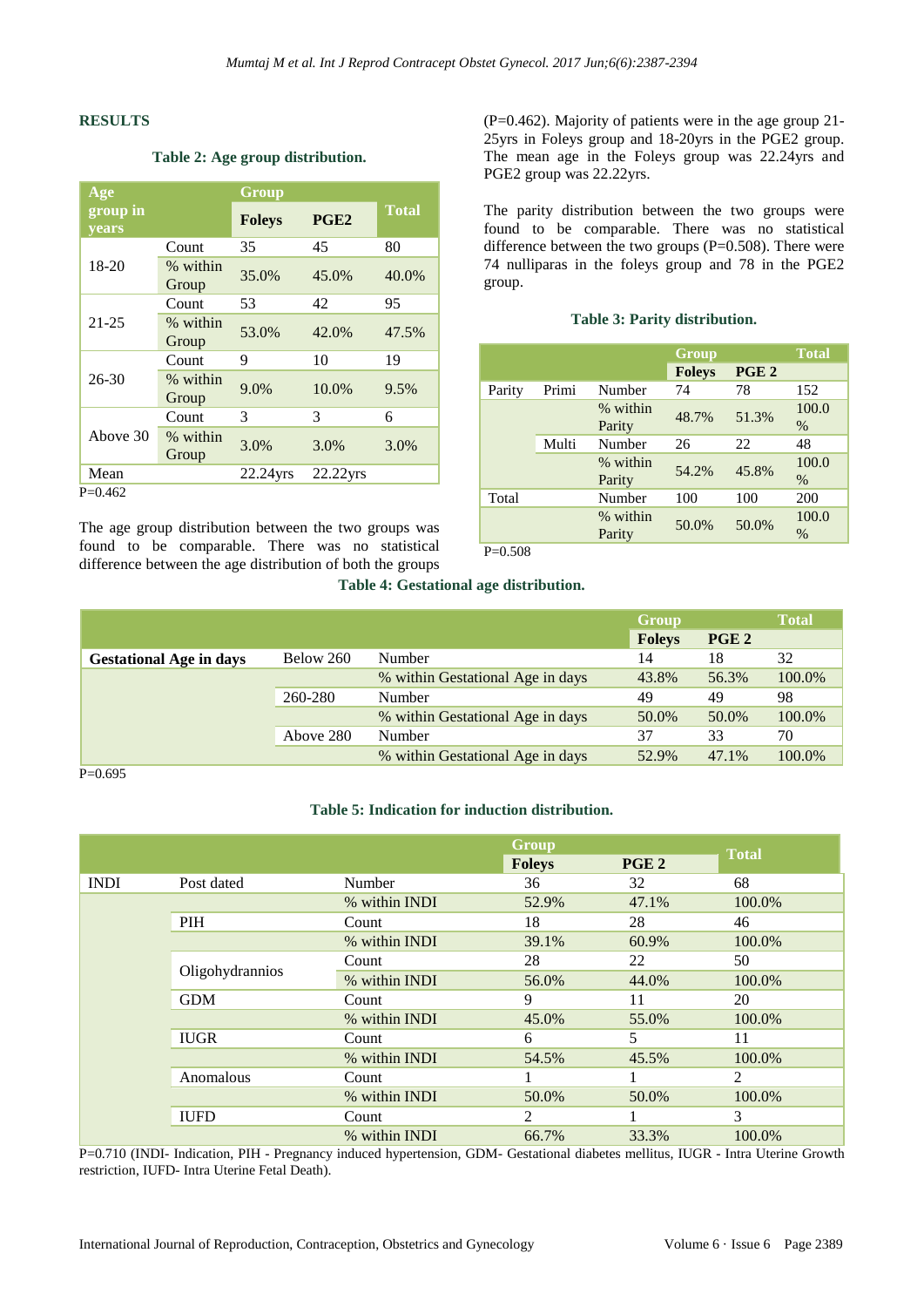## RESULTS

**Table 2: Age group distribution.**

| Age group in years | | Group | | Total |
|---|---|---|---|---|
| | | Foleys | PGE2 | |
| 18-20 | Count | 35 | 45 | 80 |
| | % within Group | 35.0% | 45.0% | 40.0% |
| 21-25 | Count | 53 | 42 | 95 |
| | % within Group | 53.0% | 42.0% | 47.5% |
| 26-30 | Count | 9 | 10 | 19 |
| | % within Group | 9.0% | 10.0% | 9.5% |
| Above 30 | Count | 3 | 3 | 6 |
| | % within Group | 3.0% | 3.0% | 3.0% |
| Mean | | 22.24yrs | 22.22yrs | |

P=0.462

The age group distribution between the two groups was found to be comparable. There was no statistical difference between the age distribution of both the groups (P=0.462). Majority of patients were in the age group 21-25yrs in Foleys group and 18-20yrs in the PGE2 group. The mean age in the Foleys group was 22.24yrs and PGE2 group was 22.22yrs.

The parity distribution between the two groups were found to be comparable. There was no statistical difference between the two groups (P=0.508). There were 74 nulliparas in the foleys group and 78 in the PGE2 group.

**Table 3: Parity distribution.**

| | | | Group | | Total |
|---|---|---|---|---|---|
| | | | Foleys | PGE 2 | |
| Parity | Primi | Number | 74 | 78 | 152 |
| | | % within Parity | 48.7% | 51.3% | 100.0 % |
| | Multi | Number | 26 | 22 | 48 |
| | | % within Parity | 54.2% | 45.8% | 100.0 % |
| Total | | Number | 100 | 100 | 200 |
| | | % within Parity | 50.0% | 50.0% | 100.0 % |

P=0.508

**Table 4: Gestational age distribution.**

| | | | Group | | Total |
|---|---|---|---|---|---|
| | | | Foleys | PGE 2 | |
| **Gestational Age in days** | Below 260 | Number | 14 | 18 | 32 |
| | | % within Gestational Age in days | 43.8% | 56.3% | 100.0% |
| | 260-280 | Number | 49 | 49 | 98 |
| | | % within Gestational Age in days | 50.0% | 50.0% | 100.0% |
| | Above 280 | Number | 37 | 33 | 70 |
| | | % within Gestational Age in days | 52.9% | 47.1% | 100.0% |

P=0.695

**Table 5: Indication for induction distribution.**

| | | | Group | | Total |
|---|---|---|---|---|---|
| | | | Foleys | PGE 2 | |
| INDI | Post dated | Number | 36 | 32 | 68 |
| | | % within INDI | 52.9% | 47.1% | 100.0% |
| | PIH | Count | 18 | 28 | 46 |
| | | % within INDI | 39.1% | 60.9% | 100.0% |
| | Oligohydrannios | Count | 28 | 22 | 50 |
| | | % within INDI | 56.0% | 44.0% | 100.0% |
| | GDM | Count | 9 | 11 | 20 |
| | | % within INDI | 45.0% | 55.0% | 100.0% |
| | IUGR | Count | 6 | 5 | 11 |
| | | % within INDI | 54.5% | 45.5% | 100.0% |
| | Anomalous | Count | 1 | 1 | 2 |
| | | % within INDI | 50.0% | 50.0% | 100.0% |
| | IUFD | Count | 2 | 1 | 3 |
| | | % within INDI | 66.7% | 33.3% | 100.0% |

P=0.710 (INDI- Indication, PIH - Pregnancy induced hypertension, GDM- Gestational diabetes mellitus, IUGR - Intra Uterine Growth restriction, IUFD- Intra Uterine Fetal Death).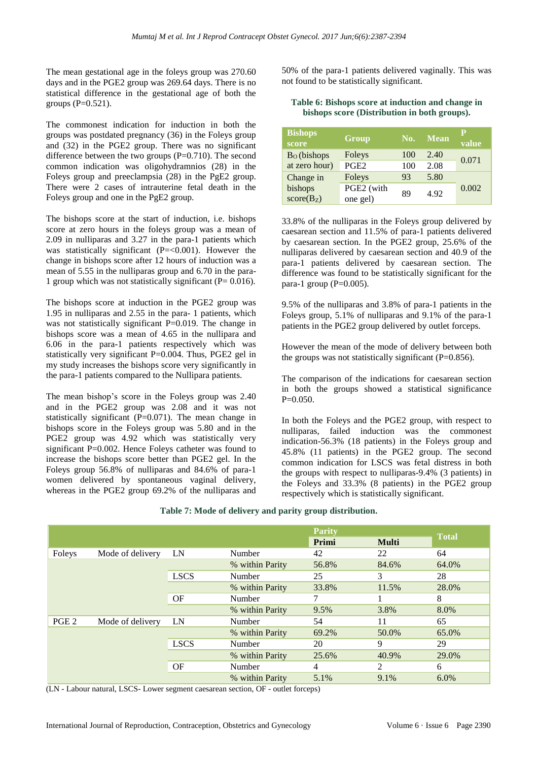The mean gestational age in the foleys group was 270.60 days and in the PGE2 group was 269.64 days. There is no statistical difference in the gestational age of both the groups (P=0.521).

The commonest indication for induction in both the groups was postdated pregnancy (36) in the Foleys group and (32) in the PGE2 group. There was no significant difference between the two groups (P=0.710). The second common indication was oligohydramnios (28) in the Foleys group and preeclampsia (28) in the PgE2 group. There were 2 cases of intrauterine fetal death in the Foleys group and one in the PgE2 group.

The bishops score at the start of induction, i.e. bishops score at zero hours in the foleys group was a mean of 2.09 in nulliparas and 3.27 in the para-1 patients which was statistically significant (P=<0.001). However the change in bishops score after 12 hours of induction was a mean of 5.55 in the nulliparas group and 6.70 in the para-1 group which was not statistically significant (P= 0.016).

The bishops score at induction in the PGE2 group was 1.95 in nulliparas and 2.55 in the para- 1 patients, which was not statistically significant P=0.019. The change in bishops score was a mean of 4.65 in the nullipara and 6.06 in the para-1 patients respectively which was statistically very significant P=0.004. Thus, PGE2 gel in my study increases the bishops score very significantly in the para-1 patients compared to the Nullipara patients.

The mean bishop's score in the Foleys group was 2.40 and in the PGE2 group was 2.08 and it was not statistically significant (P=0.071). The mean change in bishops score in the Foleys group was 5.80 and in the PGE2 group was 4.92 which was statistically very significant P=0.002. Hence Foleys catheter was found to increase the bishops score better than PGE2 gel. In the Foleys group 56.8% of nulliparas and 84.6% of para-1 women delivered by spontaneous vaginal delivery, whereas in the PGE2 group 69.2% of the nulliparas and 50% of the para-1 patients delivered vaginally. This was not found to be statistically significant.

**Table 6: Bishops score at induction and change in bishops score (Distribution in both groups).**

| Bishops score | Group | No. | Mean | P value |
|---|---|---|---|---|
| $B_O$ (bishops at zero hour) | Foleys | 100 | 2.40 | 0.071 |
| | PGE2 | 100 | 2.08 | |
| Change in bishops score($B_Z$) | Foleys | 93 | 5.80 | 0.002 |
| | PGE2 (with one gel) | 89 | 4.92 | |

33.8% of the nulliparas in the Foleys group delivered by caesarean section and 11.5% of para-1 patients delivered by caesarean section. In the PGE2 group, 25.6% of the nulliparas delivered by caesarean section and 40.9 of the para-1 patients delivered by caesarean section. The difference was found to be statistically significant for the para-1 group (P=0.005).

9.5% of the nulliparas and 3.8% of para-1 patients in the Foleys group, 5.1% of nulliparas and 9.1% of the para-1 patients in the PGE2 group delivered by outlet forceps.

However the mean of the mode of delivery between both the groups was not statistically significant (P=0.856).

The comparison of the indications for caesarean section in both the groups showed a statistical significance P=0.050.

In both the Foleys and the PGE2 group, with respect to nulliparas, failed induction was the commonest indication-56.3% (18 patients) in the Foleys group and 45.8% (11 patients) in the PGE2 group. The second common indication for LSCS was fetal distress in both the groups with respect to nulliparas-9.4% (3 patients) in the Foleys and 33.3% (8 patients) in the PGE2 group respectively which is statistically significant.

**Table 7: Mode of delivery and parity group distribution.**

| | | | | Parity | | Total |
|---|---|---|---|---|---|---|
| | | | | Primi | Multi | |
| Foleys | Mode of delivery | LN | Number | 42 | 22 | 64 |
| | | | % within Parity | 56.8% | 84.6% | 64.0% |
| | | LSCS | Number | 25 | 3 | 28 |
| | | | % within Parity | 33.8% | 11.5% | 28.0% |
| | | OF | Number | 7 | 1 | 8 |
| | | | % within Parity | 9.5% | 3.8% | 8.0% |
| PGE 2 | Mode of delivery | LN | Number | 54 | 11 | 65 |
| | | | % within Parity | 69.2% | 50.0% | 65.0% |
| | | LSCS | Number | 20 | 9 | 29 |
| | | | % within Parity | 25.6% | 40.9% | 29.0% |
| | | OF | Number | 4 | 2 | 6 |
| | | | % within Parity | 5.1% | 9.1% | 6.0% |

(LN - Labour natural, LSCS- Lower segment caesarean section, OF - outlet forceps)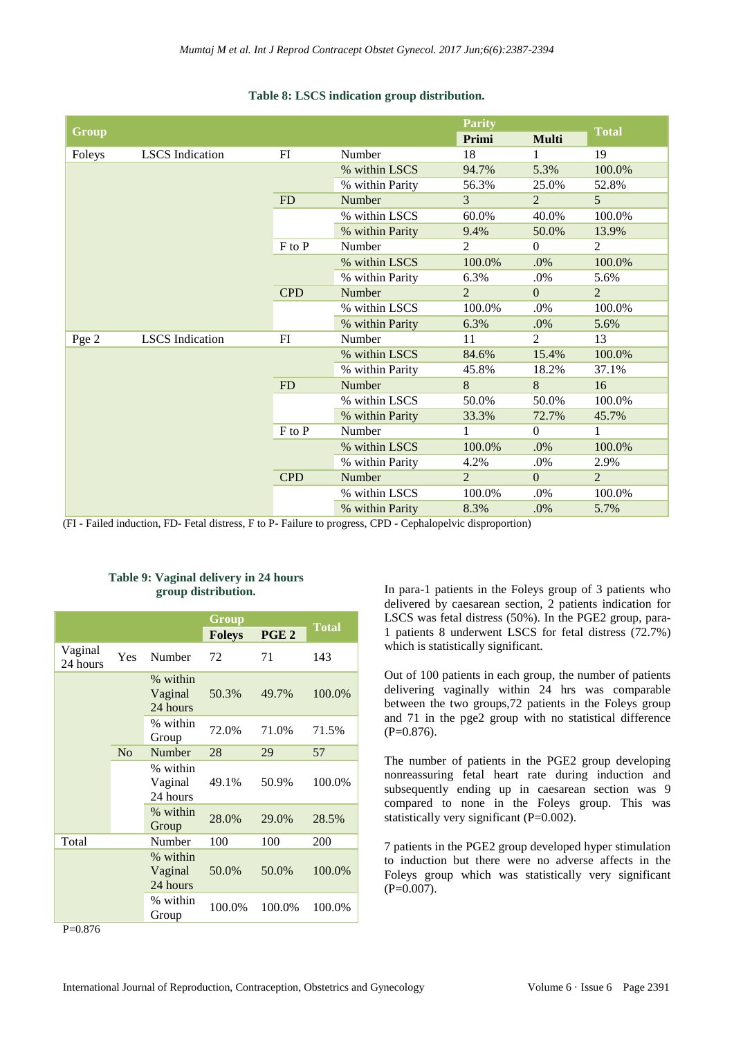**Table 8: LSCS indication group distribution.**

| Group | | | | Parity | | Total |
|---|---|---|---|---|---|---|
| | | | | Primi | Multi | |
| Foleys | LSCS Indication | FI | Number | 18 | 1 | 19 |
| | | | % within LSCS | 94.7% | 5.3% | 100.0% |
| | | | % within Parity | 56.3% | 25.0% | 52.8% |
| | | FD | Number | 3 | 2 | 5 |
| | | | % within LSCS | 60.0% | 40.0% | 100.0% |
| | | | % within Parity | 9.4% | 50.0% | 13.9% |
| | | F to P | Number | 2 | 0 | 2 |
| | | | % within LSCS | 100.0% | .0% | 100.0% |
| | | | % within Parity | 6.3% | .0% | 5.6% |
| | | CPD | Number | 2 | 0 | 2 |
| | | | % within LSCS | 100.0% | .0% | 100.0% |
| | | | % within Parity | 6.3% | .0% | 5.6% |
| Pge 2 | LSCS Indication | FI | Number | 11 | 2 | 13 |
| | | | % within LSCS | 84.6% | 15.4% | 100.0% |
| | | | % within Parity | 45.8% | 18.2% | 37.1% |
| | | FD | Number | 8 | 8 | 16 |
| | | | % within LSCS | 50.0% | 50.0% | 100.0% |
| | | | % within Parity | 33.3% | 72.7% | 45.7% |
| | | F to P | Number | 1 | 0 | 1 |
| | | | % within LSCS | 100.0% | .0% | 100.0% |
| | | | % within Parity | 4.2% | .0% | 2.9% |
| | | CPD | Number | 2 | 0 | 2 |
| | | | % within LSCS | 100.0% | .0% | 100.0% |
| | | | % within Parity | 8.3% | .0% | 5.7% |

(FI - Failed induction, FD- Fetal distress, F to P- Failure to progress, CPD - Cephalopelvic disproportion)

**Table 9: Vaginal delivery in 24 hours group distribution.**

| | | | Group | | Total |
|---|---|---|---|---|---|
| | | | Foleys | PGE 2 | |
| Vaginal 24 hours | Yes | Number | 72 | 71 | 143 |
| | | % within Vaginal 24 hours | 50.3% | 49.7% | 100.0% |
| | | % within Group | 72.0% | 71.0% | 71.5% |
| | No | Number | 28 | 29 | 57 |
| | | % within Vaginal 24 hours | 49.1% | 50.9% | 100.0% |
| | | % within Group | 28.0% | 29.0% | 28.5% |
| Total | | Number | 100 | 100 | 200 |
| | | % within Vaginal 24 hours | 50.0% | 50.0% | 100.0% |
| | | % within Group | 100.0% | 100.0% | 100.0% |

P=0.876

In para-1 patients in the Foleys group of 3 patients who delivered by caesarean section, 2 patients indication for LSCS was fetal distress (50%). In the PGE2 group, para-1 patients 8 underwent LSCS for fetal distress (72.7%) which is statistically significant.

Out of 100 patients in each group, the number of patients delivering vaginally within 24 hrs was comparable between the two groups,72 patients in the Foleys group and 71 in the pge2 group with no statistical difference (P=0.876).

The number of patients in the PGE2 group developing nonreassuring fetal heart rate during induction and subsequently ending up in caesarean section was 9 compared to none in the Foleys group. This was statistically very significant (P=0.002).

7 patients in the PGE2 group developed hyper stimulation to induction but there were no adverse affects in the Foleys group which was statistically very significant (P=0.007).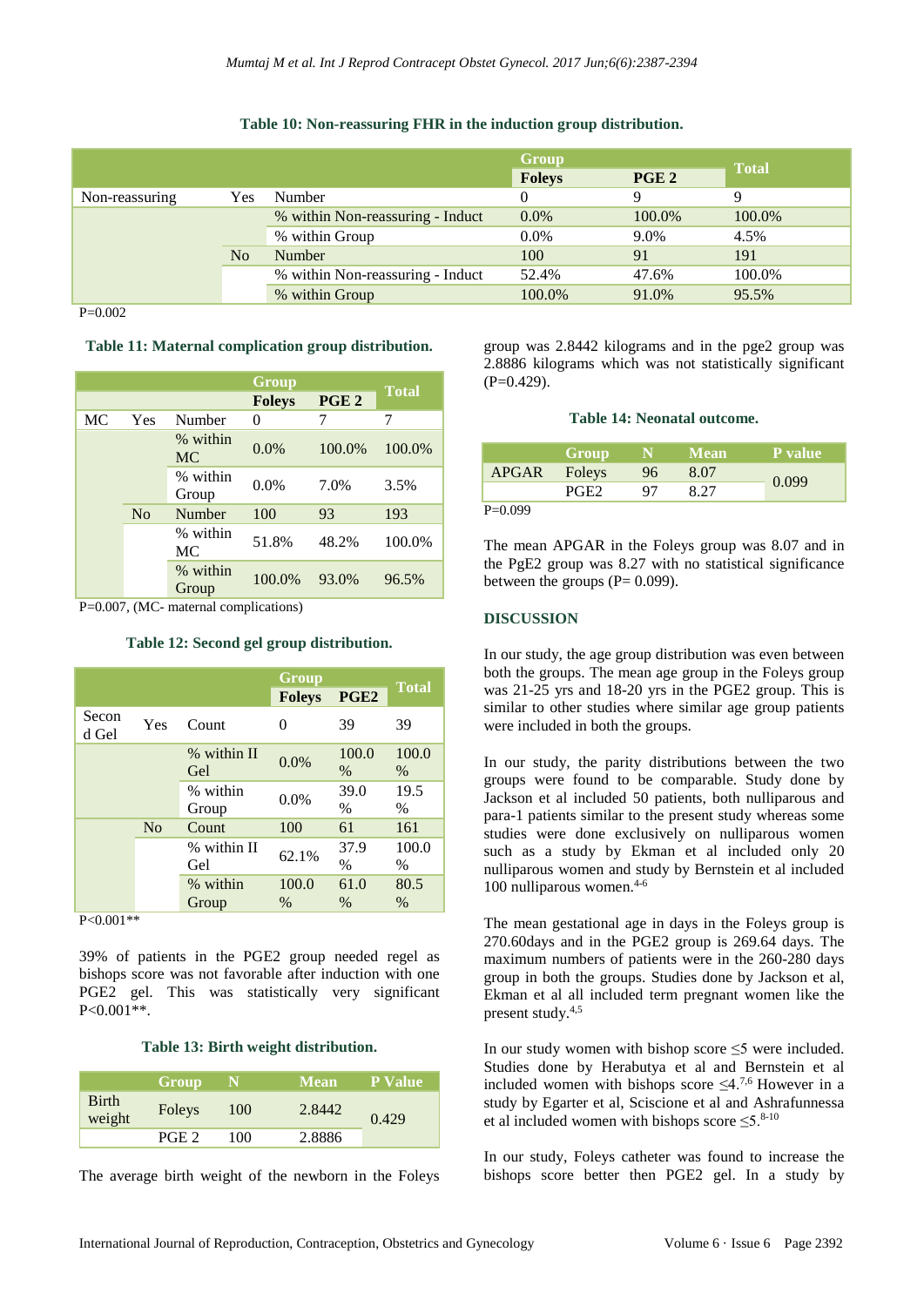**Table 10: Non-reassuring FHR in the induction group distribution.**

| | | | Group | | Total |
|---|---|---|---|---|---|
| | | | Foleys | PGE 2 | |
| Non-reassuring | Yes | Number | 0 | 9 | 9 |
| | | % within Non-reassuring - Induct | 0.0% | 100.0% | 100.0% |
| | | % within Group | 0.0% | 9.0% | 4.5% |
| | No | Number | 100 | 91 | 191 |
| | | % within Non-reassuring - Induct | 52.4% | 47.6% | 100.0% |
| | | % within Group | 100.0% | 91.0% | 95.5% |

P=0.002

**Table 11: Maternal complication group distribution.**

| | | | Group | | Total |
|---|---|---|---|---|---|
| | | | Foleys | PGE 2 | |
| MC | Yes | Number | 0 | 7 | 7 |
| | | % within MC | 0.0% | 100.0% | 100.0% |
| | | % within Group | 0.0% | 7.0% | 3.5% |
| | No | Number | 100 | 93 | 193 |
| | | % within MC | 51.8% | 48.2% | 100.0% |
| | | % within Group | 100.0% | 93.0% | 96.5% |

P=0.007, (MC- maternal complications)

**Table 12: Second gel group distribution.**

| | | | Group | | Total |
|---|---|---|---|---|---|
| | | | Foleys | PGE2 | |
| Second Gel | Yes | Count | 0 | 39 | 39 |
| | | % within II Gel | 0.0% | 100.0 % | 100.0 % |
| | | % within Group | 0.0% | 39.0 % | 19.5 % |
| | No | Count | 100 | 61 | 161 |
| | | % within II Gel | 62.1% | 37.9 % | 100.0 % |
| | | % within Group | 100.0 % | 61.0 % | 80.5 % |

P<0.001**

39% of patients in the PGE2 group needed regel as bishops score was not favorable after induction with one PGE2 gel. This was statistically very significant P<0.001**.

**Table 13: Birth weight distribution.**

| | Group | N | Mean | P Value |
|---|---|---|---|---|
| Birth weight | Foleys | 100 | 2.8442 | 0.429 |
| | PGE 2 | 100 | 2.8886 | |

The average birth weight of the newborn in the Foleys group was 2.8442 kilograms and in the pge2 group was 2.8886 kilograms which was not statistically significant (P=0.429).

**Table 14: Neonatal outcome.**

| | Group | N | Mean | P value |
|---|---|---|---|---|
| APGAR | Foleys | 96 | 8.07 | 0.099 |
| | PGE2 | 97 | 8.27 | |

P=0.099

The mean APGAR in the Foleys group was 8.07 and in the PgE2 group was 8.27 with no statistical significance between the groups (P= 0.099).

## DISCUSSION

In our study, the age group distribution was even between both the groups. The mean age group in the Foleys group was 21-25 yrs and 18-20 yrs in the PGE2 group. This is similar to other studies where similar age group patients were included in both the groups.

In our study, the parity distributions between the two groups were found to be comparable. Study done by Jackson et al included 50 patients, both nulliparous and para-1 patients similar to the present study whereas some studies were done exclusively on nulliparous women such as a study by Ekman et al included only 20 nulliparous women and study by Bernstein et al included 100 nulliparous women.[4-6]

The mean gestational age in days in the Foleys group is 270.60days and in the PGE2 group is 269.64 days. The maximum numbers of patients were in the 260-280 days group in both the groups. Studies done by Jackson et al, Ekman et al all included term pregnant women like the present study.[4,5]

In our study women with bishop score ≤5 were included. Studies done by Herabutya et al and Bernstein et al included women with bishops score ≤4.[7,6] However in a study by Egarter et al, Sciscione et al and Ashrafunnessa et al included women with bishops score ≤5.[8-10]

In our study, Foleys catheter was found to increase the bishops score better then PGE2 gel. In a study by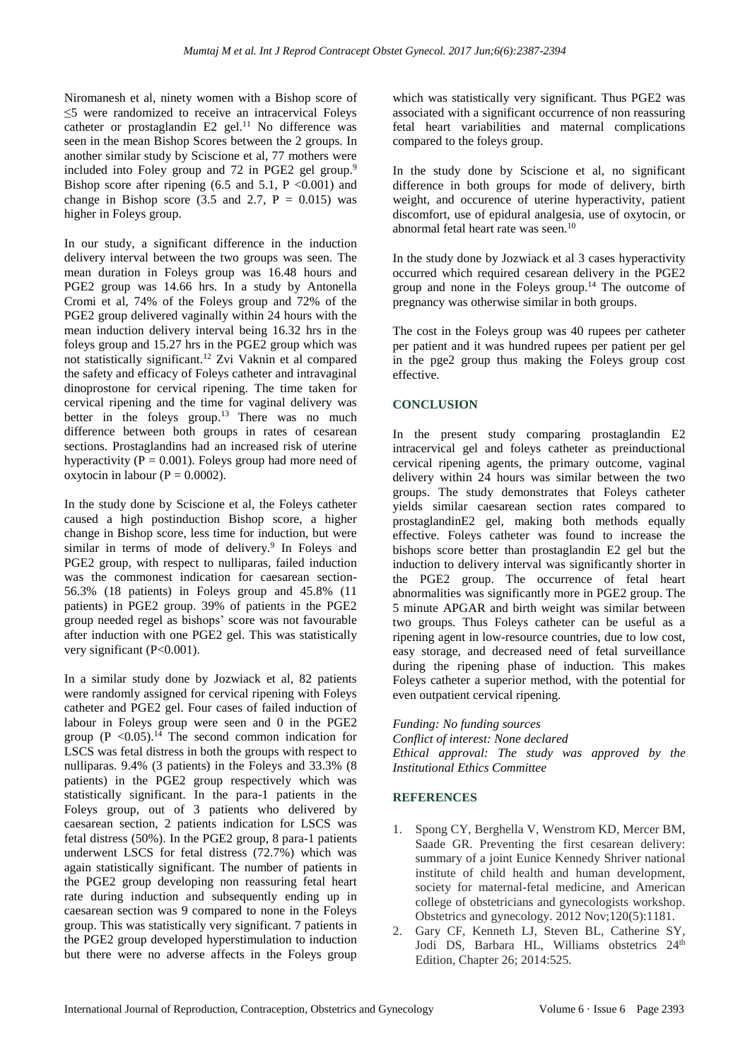Niromanesh et al, ninety women with a Bishop score of ≤5 were randomized to receive an intracervical Foleys catheter or prostaglandin E2 gel.[11] No difference was seen in the mean Bishop Scores between the 2 groups. In another similar study by Sciscione et al, 77 mothers were included into Foley group and 72 in PGE2 gel group.[9] Bishop score after ripening (6.5 and 5.1, $P < 0.001$) and change in Bishop score (3.5 and 2.7, $P = 0.015$) was higher in Foleys group.

In our study, a significant difference in the induction delivery interval between the two groups was seen. The mean duration in Foleys group was 16.48 hours and PGE2 group was 14.66 hrs. In a study by Antonella Cromi et al, 74% of the Foleys group and 72% of the PGE2 group delivered vaginally within 24 hours with the mean induction delivery interval being 16.32 hrs in the foleys group and 15.27 hrs in the PGE2 group which was not statistically significant.[12] Zvi Vaknin et al compared the safety and efficacy of Foleys catheter and intravaginal dinoprostone for cervical ripening. The time taken for cervical ripening and the time for vaginal delivery was better in the foleys group.[13] There was no much difference between both groups in rates of cesarean sections. Prostaglandins had an increased risk of uterine hyperactivity ($P = 0.001$). Foleys group had more need of oxytocin in labour ($P = 0.0002$).

In the study done by Sciscione et al, the Foleys catheter caused a high postinduction Bishop score, a higher change in Bishop score, less time for induction, but were similar in terms of mode of delivery.[9] In Foleys and PGE2 group, with respect to nulliparas, failed induction was the commonest indication for caesarean section- 56.3% (18 patients) in Foleys group and 45.8% (11 patients) in PGE2 group. 39% of patients in the PGE2 group needed regel as bishops' score was not favourable after induction with one PGE2 gel. This was statistically very significant ($P<0.001$).

In a similar study done by Jozwiack et al, 82 patients were randomly assigned for cervical ripening with Foleys catheter and PGE2 gel. Four cases of failed induction of labour in Foleys group were seen and 0 in the PGE2 group ($P <0.05$).[14] The second common indication for LSCS was fetal distress in both the groups with respect to nulliparas. 9.4% (3 patients) in the Foleys and 33.3% (8 patients) in the PGE2 group respectively which was statistically significant. In the para-1 patients in the Foleys group, out of 3 patients who delivered by caesarean section, 2 patients indication for LSCS was fetal distress (50%). In the PGE2 group, 8 para-1 patients underwent LSCS for fetal distress (72.7%) which was again statistically significant. The number of patients in the PGE2 group developing non reassuring fetal heart rate during induction and subsequently ending up in caesarean section was 9 compared to none in the Foleys group. This was statistically very significant. 7 patients in the PGE2 group developed hyperstimulation to induction but there were no adverse affects in the Foleys group which was statistically very significant. Thus PGE2 was associated with a significant occurrence of non reassuring fetal heart variabilities and maternal complications compared to the foleys group.

In the study done by Sciscione et al, no significant difference in both groups for mode of delivery, birth weight, and occurence of uterine hyperactivity, patient discomfort, use of epidural analgesia, use of oxytocin, or abnormal fetal heart rate was seen.[10]

In the study done by Jozwiack et al 3 cases hyperactivity occurred which required cesarean delivery in the PGE2 group and none in the Foleys group.[14] The outcome of pregnancy was otherwise similar in both groups.

The cost in the Foleys group was 40 rupees per catheter per patient and it was hundred rupees per patient per gel in the pge2 group thus making the Foleys group cost effective.

## CONCLUSION

In the present study comparing prostaglandin E2 intracervical gel and foleys catheter as preinductional cervical ripening agents, the primary outcome, vaginal delivery within 24 hours was similar between the two groups. The study demonstrates that Foleys catheter yields similar caesarean section rates compared to prostaglandinE2 gel, making both methods equally effective. Foleys catheter was found to increase the bishops score better than prostaglandin E2 gel but the induction to delivery interval was significantly shorter in the PGE2 group. The occurrence of fetal heart abnormalities was significantly more in PGE2 group. The 5 minute APGAR and birth weight was similar between two groups. Thus Foleys catheter can be useful as a ripening agent in low-resource countries, due to low cost, easy storage, and decreased need of fetal surveillance during the ripening phase of induction. This makes Foleys catheter a superior method, with the potential for even outpatient cervical ripening.

*Funding: No funding sources*
*Conflict of interest: None declared*
*Ethical approval: The study was approved by the Institutional Ethics Committee*

## REFERENCES

1. Spong CY, Berghella V, Wenstrom KD, Mercer BM, Saade GR. Preventing the first cesarean delivery: summary of a joint Eunice Kennedy Shriver national institute of child health and human development, society for maternal-fetal medicine, and American college of obstetricians and gynecologists workshop. Obstetrics and gynecology. 2012 Nov;120(5):1181.
2. Gary CF, Kenneth LJ, Steven BL, Catherine SY, Jodi DS, Barbara HL, Williams obstetrics 24th Edition, Chapter 26; 2014:525.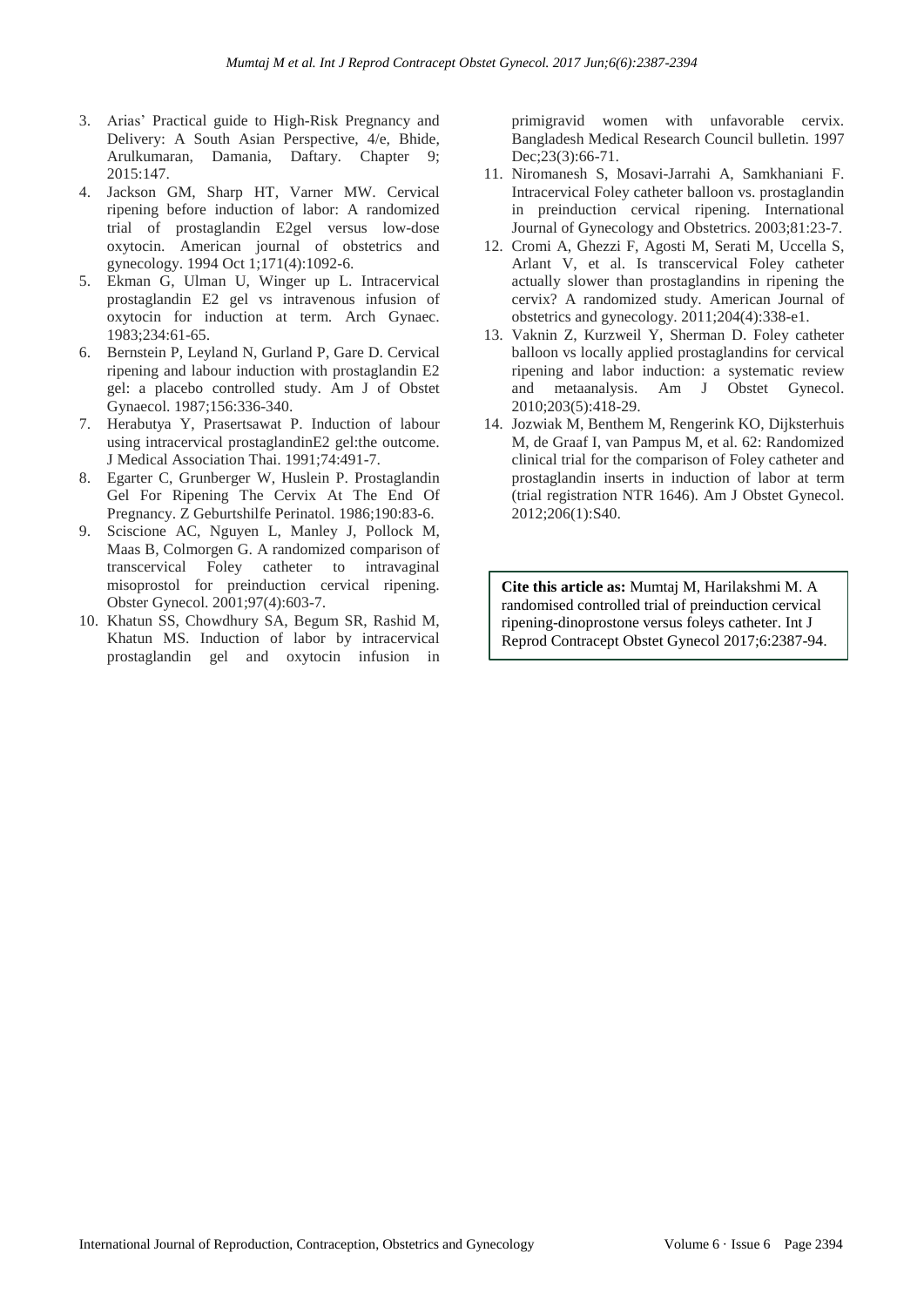3. Arias' Practical guide to High-Risk Pregnancy and Delivery: A South Asian Perspective, 4/e, Bhide, Arulkumaran, Damania, Daftary. Chapter 9; 2015:147.
4. Jackson GM, Sharp HT, Varner MW. Cervical ripening before induction of labor: A randomized trial of prostaglandin E2gel versus low-dose oxytocin. American journal of obstetrics and gynecology. 1994 Oct 1;171(4):1092-6.
5. Ekman G, Ulman U, Winger up L. Intracervical prostaglandin E2 gel vs intravenous infusion of oxytocin for induction at term. Arch Gynaec. 1983;234:61-65.
6. Bernstein P, Leyland N, Gurland P, Gare D. Cervical ripening and labour induction with prostaglandin E2 gel: a placebo controlled study. Am J of Obstet Gynaecol. 1987;156:336-340.
7. Herabutya Y, Prasertsawat P. Induction of labour using intracervical prostaglandinE2 gel:the outcome. J Medical Association Thai. 1991;74:491-7.
8. Egarter C, Grunberger W, Huslein P. Prostaglandin Gel For Ripening The Cervix At The End Of Pregnancy. Z Geburtshilfe Perinatol. 1986;190:83-6.
9. Sciscione AC, Nguyen L, Manley J, Pollock M, Maas B, Colmorgen G. A randomized comparison of transcervical Foley catheter to intravaginal misoprostol for preinduction cervical ripening. Obster Gynecol. 2001;97(4):603-7.
10. Khatun SS, Chowdhury SA, Begum SR, Rashid M, Khatun MS. Induction of labor by intracervical prostaglandin gel and oxytocin infusion in primigravid women with unfavorable cervix. Bangladesh Medical Research Council bulletin. 1997 Dec;23(3):66-71.
11. Niromanesh S, Mosavi-Jarrahi A, Samkhaniani F. Intracervical Foley catheter balloon vs. prostaglandin in preinduction cervical ripening. International Journal of Gynecology and Obstetrics. 2003;81:23-7.
12. Cromi A, Ghezzi F, Agosti M, Serati M, Uccella S, Arlant V, et al. Is transcervical Foley catheter actually slower than prostaglandins in ripening the cervix? A randomized study. American Journal of obstetrics and gynecology. 2011;204(4):338-e1.
13. Vaknin Z, Kurzweil Y, Sherman D. Foley catheter balloon vs locally applied prostaglandins for cervical ripening and labor induction: a systematic review and metaanalysis. Am J Obstet Gynecol. 2010;203(5):418-29.
14. Jozwiak M, Benthem M, Rengerink KO, Dijksterhuis M, de Graaf I, van Pampus M, et al. 62: Randomized clinical trial for the comparison of Foley catheter and prostaglandin inserts in induction of labor at term (trial registration NTR 1646). Am J Obstet Gynecol. 2012;206(1):S40.

**Cite this article as:** Mumtaj M, Harilakshmi M. A randomised controlled trial of preinduction cervical ripening-dinoprostone versus foleys catheter. Int J Reprod Contracept Obstet Gynecol 2017;6:2387-94.